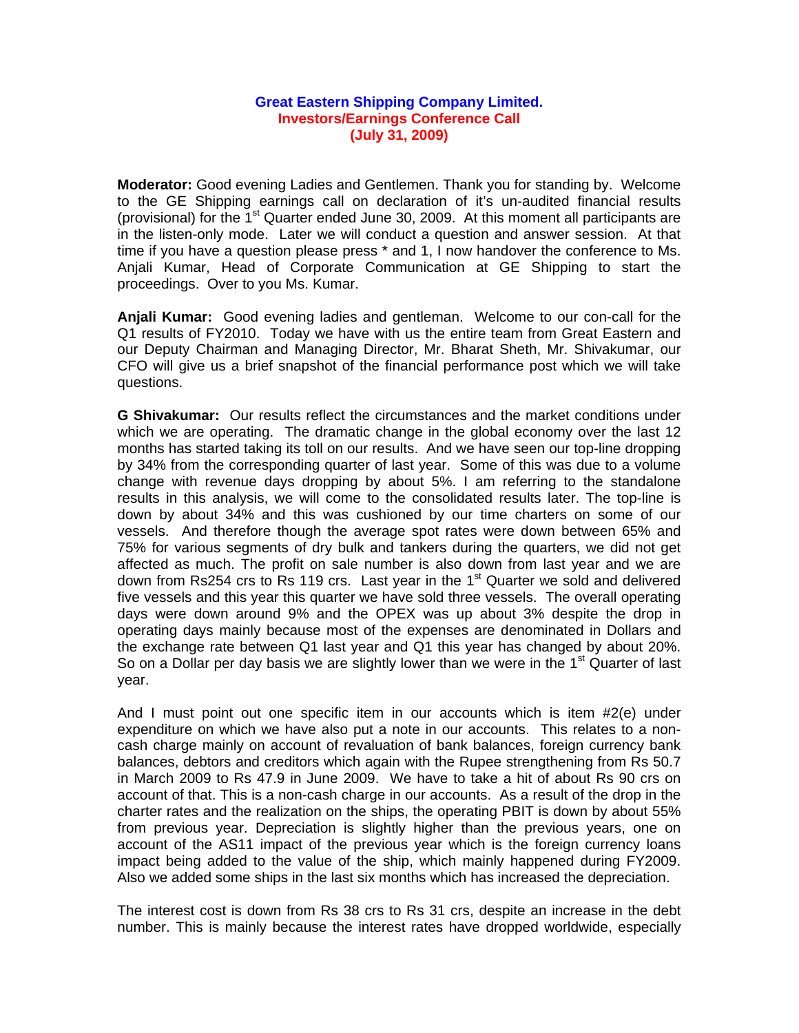**Great Eastern Shipping Company Limited.**
**Investors/Earnings Conference Call**
**(July 31, 2009)**

**Moderator:** Good evening Ladies and Gentlemen. Thank you for standing by. Welcome to the GE Shipping earnings call on declaration of it's un-audited financial results (provisional) for the 1st Quarter ended June 30, 2009. At this moment all participants are in the listen-only mode. Later we will conduct a question and answer session. At that time if you have a question please press * and 1, I now handover the conference to Ms. Anjali Kumar, Head of Corporate Communication at GE Shipping to start the proceedings. Over to you Ms. Kumar.

**Anjali Kumar:** Good evening ladies and gentleman. Welcome to our con-call for the Q1 results of FY2010. Today we have with us the entire team from Great Eastern and our Deputy Chairman and Managing Director, Mr. Bharat Sheth, Mr. Shivakumar, our CFO will give us a brief snapshot of the financial performance post which we will take questions.

**G Shivakumar:** Our results reflect the circumstances and the market conditions under which we are operating. The dramatic change in the global economy over the last 12 months has started taking its toll on our results. And we have seen our top-line dropping by 34% from the corresponding quarter of last year. Some of this was due to a volume change with revenue days dropping by about 5%. I am referring to the standalone results in this analysis, we will come to the consolidated results later. The top-line is down by about 34% and this was cushioned by our time charters on some of our vessels. And therefore though the average spot rates were down between 65% and 75% for various segments of dry bulk and tankers during the quarters, we did not get affected as much. The profit on sale number is also down from last year and we are down from Rs254 crs to Rs 119 crs. Last year in the 1st Quarter we sold and delivered five vessels and this year this quarter we have sold three vessels. The overall operating days were down around 9% and the OPEX was up about 3% despite the drop in operating days mainly because most of the expenses are denominated in Dollars and the exchange rate between Q1 last year and Q1 this year has changed by about 20%. So on a Dollar per day basis we are slightly lower than we were in the 1st Quarter of last year.

And I must point out one specific item in our accounts which is item #2(e) under expenditure on which we have also put a note in our accounts. This relates to a non-cash charge mainly on account of revaluation of bank balances, foreign currency bank balances, debtors and creditors which again with the Rupee strengthening from Rs 50.7 in March 2009 to Rs 47.9 in June 2009. We have to take a hit of about Rs 90 crs on account of that. This is a non-cash charge in our accounts. As a result of the drop in the charter rates and the realization on the ships, the operating PBIT is down by about 55% from previous year. Depreciation is slightly higher than the previous years, one on account of the AS11 impact of the previous year which is the foreign currency loans impact being added to the value of the ship, which mainly happened during FY2009. Also we added some ships in the last six months which has increased the depreciation.

The interest cost is down from Rs 38 crs to Rs 31 crs, despite an increase in the debt number. This is mainly because the interest rates have dropped worldwide, especially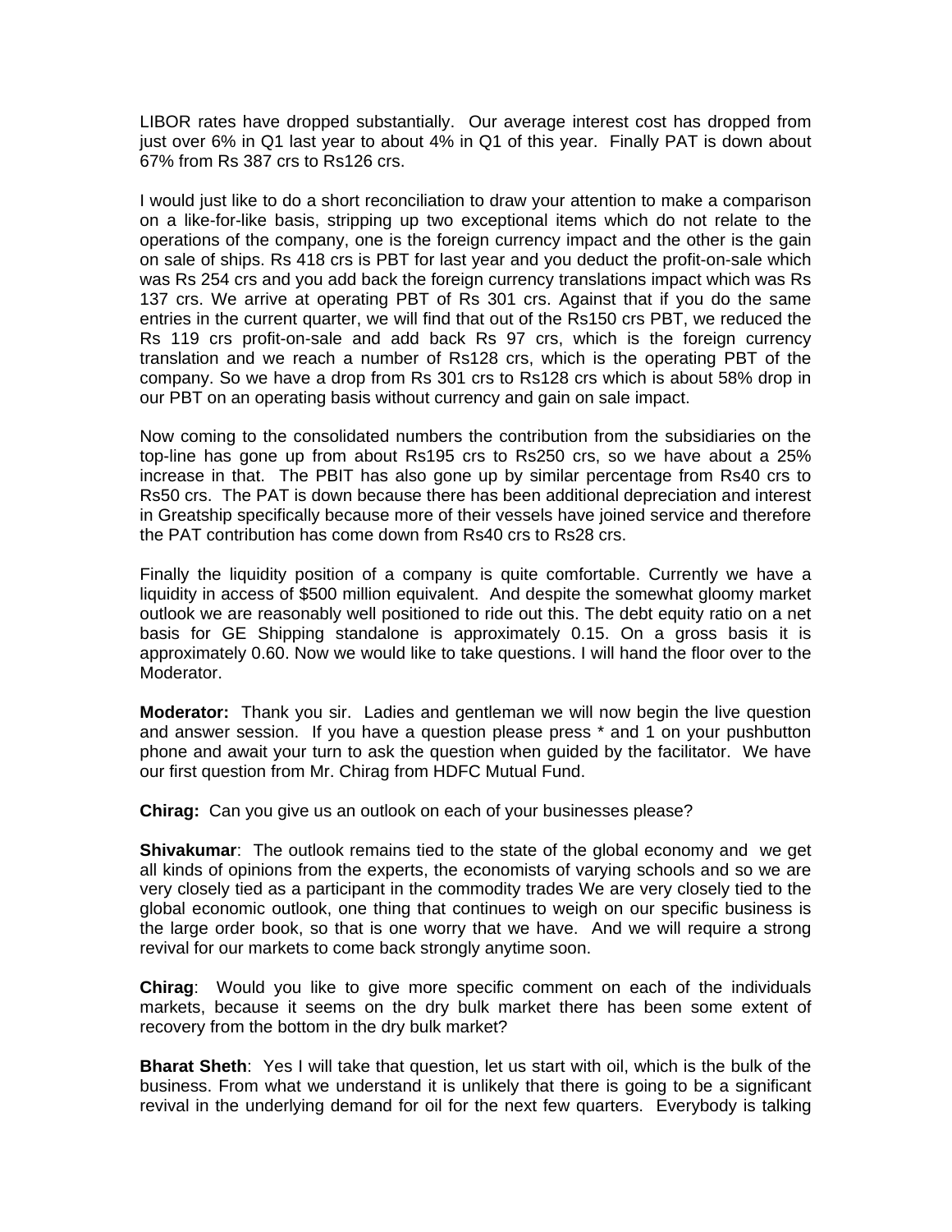LIBOR rates have dropped substantially. Our average interest cost has dropped from just over 6% in Q1 last year to about 4% in Q1 of this year. Finally PAT is down about 67% from Rs 387 crs to Rs126 crs.

I would just like to do a short reconciliation to draw your attention to make a comparison on a like-for-like basis, stripping up two exceptional items which do not relate to the operations of the company, one is the foreign currency impact and the other is the gain on sale of ships. Rs 418 crs is PBT for last year and you deduct the profit-on-sale which was Rs 254 crs and you add back the foreign currency translations impact which was Rs 137 crs. We arrive at operating PBT of Rs 301 crs. Against that if you do the same entries in the current quarter, we will find that out of the Rs150 crs PBT, we reduced the Rs 119 crs profit-on-sale and add back Rs 97 crs, which is the foreign currency translation and we reach a number of Rs128 crs, which is the operating PBT of the company. So we have a drop from Rs 301 crs to Rs128 crs which is about 58% drop in our PBT on an operating basis without currency and gain on sale impact.

Now coming to the consolidated numbers the contribution from the subsidiaries on the top-line has gone up from about Rs195 crs to Rs250 crs, so we have about a 25% increase in that. The PBIT has also gone up by similar percentage from Rs40 crs to Rs50 crs. The PAT is down because there has been additional depreciation and interest in Greatship specifically because more of their vessels have joined service and therefore the PAT contribution has come down from Rs40 crs to Rs28 crs.

Finally the liquidity position of a company is quite comfortable. Currently we have a liquidity in access of $500 million equivalent. And despite the somewhat gloomy market outlook we are reasonably well positioned to ride out this. The debt equity ratio on a net basis for GE Shipping standalone is approximately 0.15. On a gross basis it is approximately 0.60. Now we would like to take questions. I will hand the floor over to the Moderator.

**Moderator:** Thank you sir. Ladies and gentleman we will now begin the live question and answer session. If you have a question please press * and 1 on your pushbutton phone and await your turn to ask the question when guided by the facilitator. We have our first question from Mr. Chirag from HDFC Mutual Fund.

**Chirag:** Can you give us an outlook on each of your businesses please?

**Shivakumar**: The outlook remains tied to the state of the global economy and we get all kinds of opinions from the experts, the economists of varying schools and so we are very closely tied as a participant in the commodity trades We are very closely tied to the global economic outlook, one thing that continues to weigh on our specific business is the large order book, so that is one worry that we have. And we will require a strong revival for our markets to come back strongly anytime soon.

**Chirag**: Would you like to give more specific comment on each of the individuals markets, because it seems on the dry bulk market there has been some extent of recovery from the bottom in the dry bulk market?

**Bharat Sheth**: Yes I will take that question, let us start with oil, which is the bulk of the business. From what we understand it is unlikely that there is going to be a significant revival in the underlying demand for oil for the next few quarters. Everybody is talking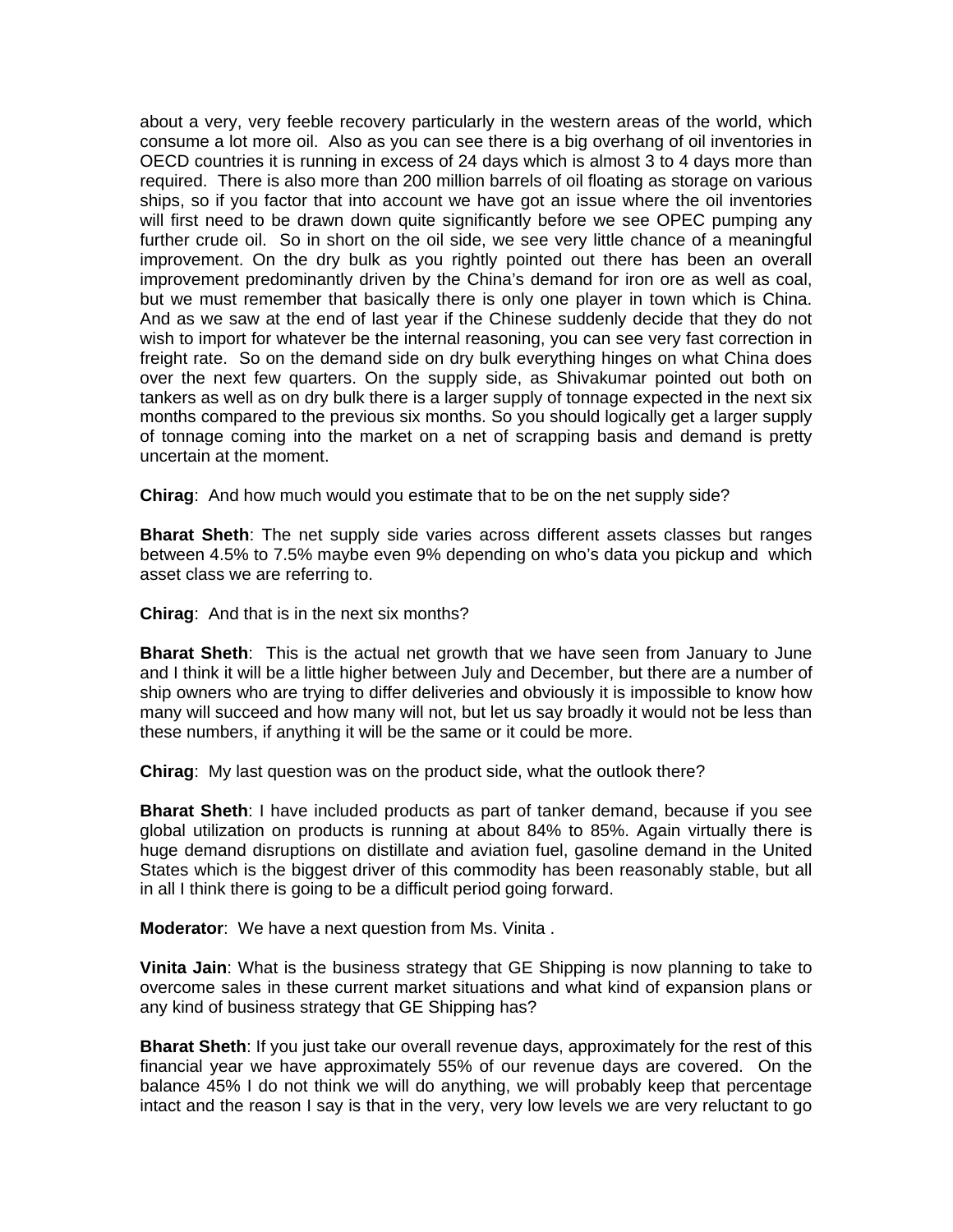about a very, very feeble recovery particularly in the western areas of the world, which consume a lot more oil. Also as you can see there is a big overhang of oil inventories in OECD countries it is running in excess of 24 days which is almost 3 to 4 days more than required. There is also more than 200 million barrels of oil floating as storage on various ships, so if you factor that into account we have got an issue where the oil inventories will first need to be drawn down quite significantly before we see OPEC pumping any further crude oil. So in short on the oil side, we see very little chance of a meaningful improvement. On the dry bulk as you rightly pointed out there has been an overall improvement predominantly driven by the China's demand for iron ore as well as coal, but we must remember that basically there is only one player in town which is China. And as we saw at the end of last year if the Chinese suddenly decide that they do not wish to import for whatever be the internal reasoning, you can see very fast correction in freight rate. So on the demand side on dry bulk everything hinges on what China does over the next few quarters. On the supply side, as Shivakumar pointed out both on tankers as well as on dry bulk there is a larger supply of tonnage expected in the next six months compared to the previous six months. So you should logically get a larger supply of tonnage coming into the market on a net of scrapping basis and demand is pretty uncertain at the moment.

**Chirag**: And how much would you estimate that to be on the net supply side?

**Bharat Sheth**: The net supply side varies across different assets classes but ranges between 4.5% to 7.5% maybe even 9% depending on who's data you pickup and which asset class we are referring to.

**Chirag**: And that is in the next six months?

**Bharat Sheth**: This is the actual net growth that we have seen from January to June and I think it will be a little higher between July and December, but there are a number of ship owners who are trying to differ deliveries and obviously it is impossible to know how many will succeed and how many will not, but let us say broadly it would not be less than these numbers, if anything it will be the same or it could be more.

**Chirag**: My last question was on the product side, what the outlook there?

**Bharat Sheth**: I have included products as part of tanker demand, because if you see global utilization on products is running at about 84% to 85%. Again virtually there is huge demand disruptions on distillate and aviation fuel, gasoline demand in the United States which is the biggest driver of this commodity has been reasonably stable, but all in all I think there is going to be a difficult period going forward.

**Moderator**: We have a next question from Ms. Vinita .

**Vinita Jain**: What is the business strategy that GE Shipping is now planning to take to overcome sales in these current market situations and what kind of expansion plans or any kind of business strategy that GE Shipping has?

**Bharat Sheth**: If you just take our overall revenue days, approximately for the rest of this financial year we have approximately 55% of our revenue days are covered. On the balance 45% I do not think we will do anything, we will probably keep that percentage intact and the reason I say is that in the very, very low levels we are very reluctant to go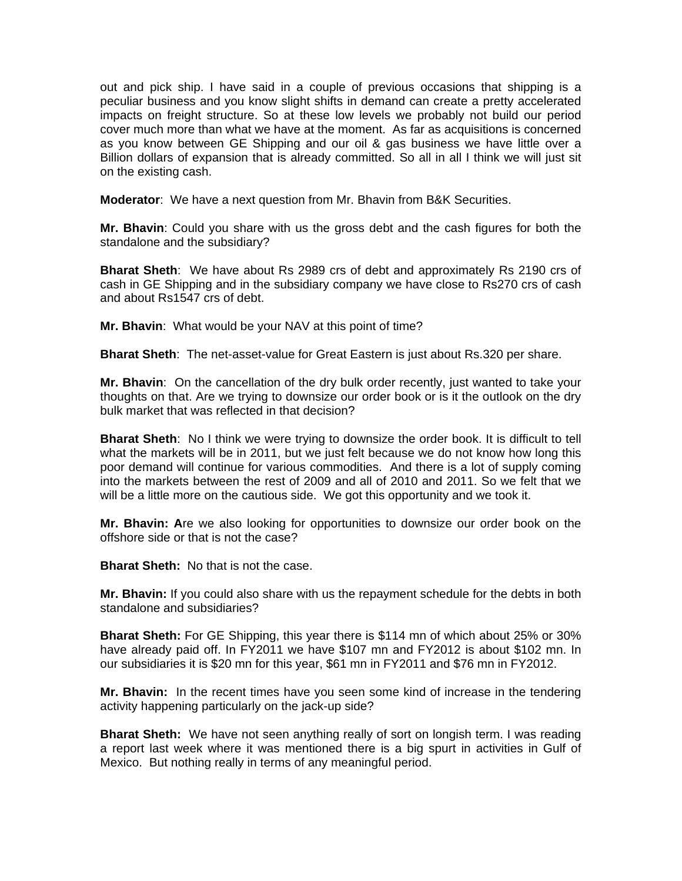out and pick ship. I have said in a couple of previous occasions that shipping is a peculiar business and you know slight shifts in demand can create a pretty accelerated impacts on freight structure. So at these low levels we probably not build our period cover much more than what we have at the moment. As far as acquisitions is concerned as you know between GE Shipping and our oil & gas business we have little over a Billion dollars of expansion that is already committed. So all in all I think we will just sit on the existing cash.

**Moderator**: We have a next question from Mr. Bhavin from B&K Securities.

**Mr. Bhavin**: Could you share with us the gross debt and the cash figures for both the standalone and the subsidiary?

**Bharat Sheth**: We have about Rs 2989 crs of debt and approximately Rs 2190 crs of cash in GE Shipping and in the subsidiary company we have close to Rs270 crs of cash and about Rs1547 crs of debt.

**Mr. Bhavin**: What would be your NAV at this point of time?

**Bharat Sheth**: The net-asset-value for Great Eastern is just about Rs.320 per share.

**Mr. Bhavin**: On the cancellation of the dry bulk order recently, just wanted to take your thoughts on that. Are we trying to downsize our order book or is it the outlook on the dry bulk market that was reflected in that decision?

**Bharat Sheth**: No I think we were trying to downsize the order book. It is difficult to tell what the markets will be in 2011, but we just felt because we do not know how long this poor demand will continue for various commodities. And there is a lot of supply coming into the markets between the rest of 2009 and all of 2010 and 2011. So we felt that we will be a little more on the cautious side. We got this opportunity and we took it.

**Mr. Bhavin: A**re we also looking for opportunities to downsize our order book on the offshore side or that is not the case?

**Bharat Sheth:** No that is not the case.

**Mr. Bhavin:** If you could also share with us the repayment schedule for the debts in both standalone and subsidiaries?

**Bharat Sheth:** For GE Shipping, this year there is $114 mn of which about 25% or 30% have already paid off. In FY2011 we have $107 mn and FY2012 is about $102 mn. In our subsidiaries it is $20 mn for this year, $61 mn in FY2011 and $76 mn in FY2012.

**Mr. Bhavin:** In the recent times have you seen some kind of increase in the tendering activity happening particularly on the jack-up side?

**Bharat Sheth:** We have not seen anything really of sort on longish term. I was reading a report last week where it was mentioned there is a big spurt in activities in Gulf of Mexico. But nothing really in terms of any meaningful period.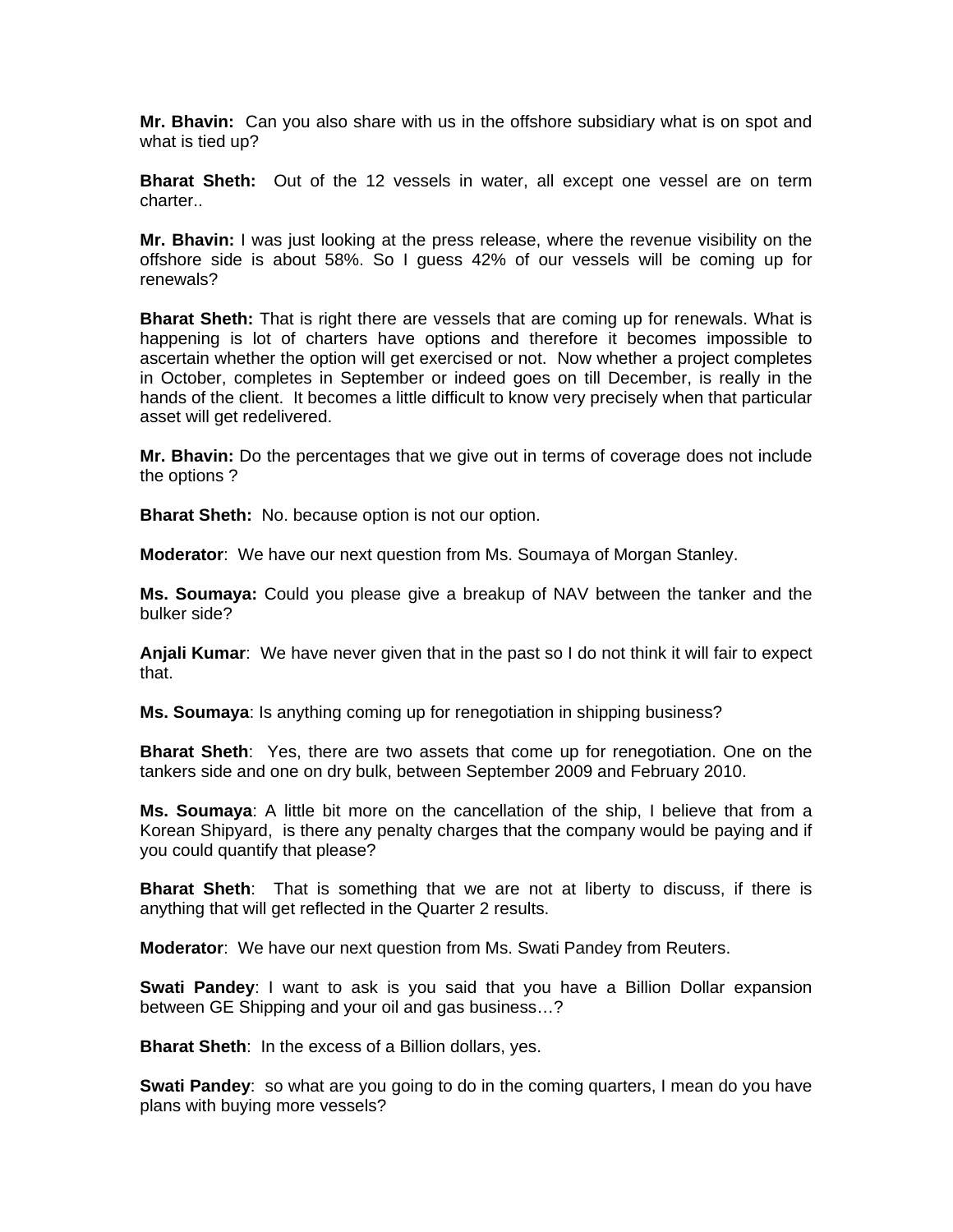**Mr. Bhavin:** Can you also share with us in the offshore subsidiary what is on spot and what is tied up?

**Bharat Sheth:** Out of the 12 vessels in water, all except one vessel are on term charter..

**Mr. Bhavin:** I was just looking at the press release, where the revenue visibility on the offshore side is about 58%. So I guess 42% of our vessels will be coming up for renewals?

**Bharat Sheth:** That is right there are vessels that are coming up for renewals. What is happening is lot of charters have options and therefore it becomes impossible to ascertain whether the option will get exercised or not. Now whether a project completes in October, completes in September or indeed goes on till December, is really in the hands of the client. It becomes a little difficult to know very precisely when that particular asset will get redelivered.

**Mr. Bhavin:** Do the percentages that we give out in terms of coverage does not include the options ?

**Bharat Sheth:** No. because option is not our option.

**Moderator**: We have our next question from Ms. Soumaya of Morgan Stanley.

**Ms. Soumaya:** Could you please give a breakup of NAV between the tanker and the bulker side?

**Anjali Kumar**: We have never given that in the past so I do not think it will fair to expect that.

**Ms. Soumaya**: Is anything coming up for renegotiation in shipping business?

**Bharat Sheth**: Yes, there are two assets that come up for renegotiation. One on the tankers side and one on dry bulk, between September 2009 and February 2010.

**Ms. Soumaya**: A little bit more on the cancellation of the ship, I believe that from a Korean Shipyard, is there any penalty charges that the company would be paying and if you could quantify that please?

**Bharat Sheth**: That is something that we are not at liberty to discuss, if there is anything that will get reflected in the Quarter 2 results.

**Moderator**: We have our next question from Ms. Swati Pandey from Reuters.

**Swati Pandey**: I want to ask is you said that you have a Billion Dollar expansion between GE Shipping and your oil and gas business…?

**Bharat Sheth**: In the excess of a Billion dollars, yes.

**Swati Pandey**: so what are you going to do in the coming quarters, I mean do you have plans with buying more vessels?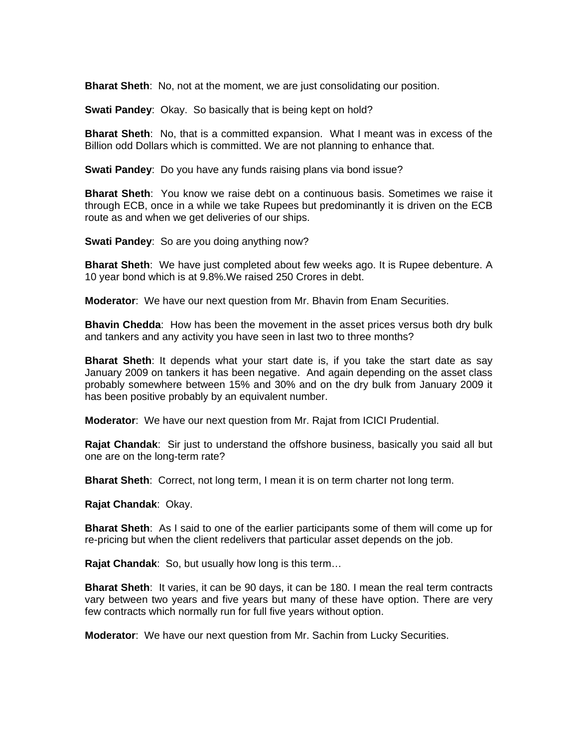**Bharat Sheth**: No, not at the moment, we are just consolidating our position.

**Swati Pandey**: Okay. So basically that is being kept on hold?

**Bharat Sheth**: No, that is a committed expansion. What I meant was in excess of the Billion odd Dollars which is committed. We are not planning to enhance that.

**Swati Pandey**: Do you have any funds raising plans via bond issue?

**Bharat Sheth**: You know we raise debt on a continuous basis. Sometimes we raise it through ECB, once in a while we take Rupees but predominantly it is driven on the ECB route as and when we get deliveries of our ships.

**Swati Pandey**: So are you doing anything now?

**Bharat Sheth**: We have just completed about few weeks ago. It is Rupee debenture. A 10 year bond which is at 9.8%.We raised 250 Crores in debt.

**Moderator**: We have our next question from Mr. Bhavin from Enam Securities.

**Bhavin Chedda**: How has been the movement in the asset prices versus both dry bulk and tankers and any activity you have seen in last two to three months?

**Bharat Sheth**: It depends what your start date is, if you take the start date as say January 2009 on tankers it has been negative. And again depending on the asset class probably somewhere between 15% and 30% and on the dry bulk from January 2009 it has been positive probably by an equivalent number.

**Moderator**: We have our next question from Mr. Rajat from ICICI Prudential.

**Rajat Chandak**: Sir just to understand the offshore business, basically you said all but one are on the long-term rate?

**Bharat Sheth**: Correct, not long term, I mean it is on term charter not long term.

**Rajat Chandak**: Okay.

**Bharat Sheth**: As I said to one of the earlier participants some of them will come up for re-pricing but when the client redelivers that particular asset depends on the job.

**Rajat Chandak**: So, but usually how long is this term…

**Bharat Sheth**: It varies, it can be 90 days, it can be 180. I mean the real term contracts vary between two years and five years but many of these have option. There are very few contracts which normally run for full five years without option.

**Moderator**: We have our next question from Mr. Sachin from Lucky Securities.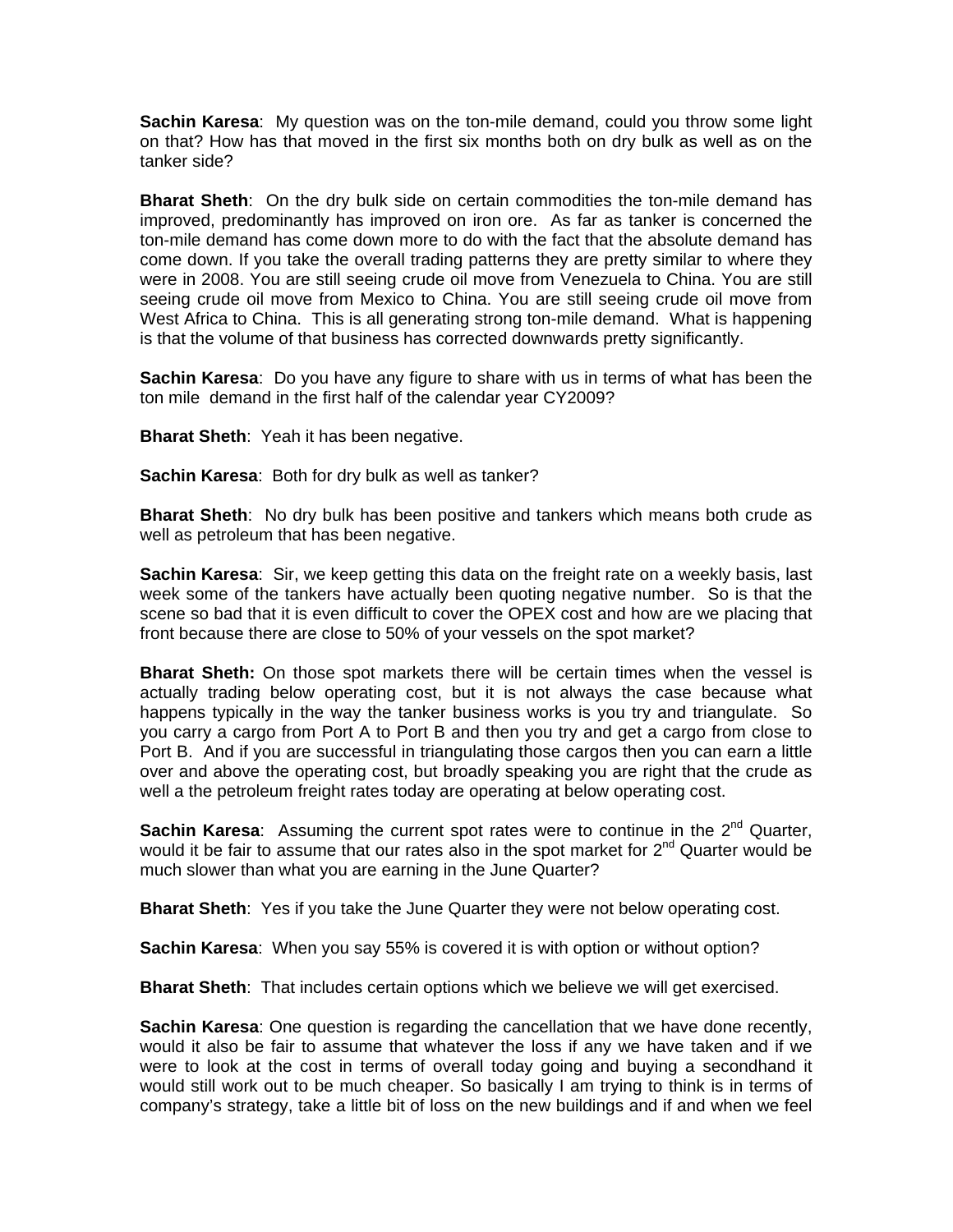**Sachin Karesa**: My question was on the ton-mile demand, could you throw some light on that? How has that moved in the first six months both on dry bulk as well as on the tanker side?

**Bharat Sheth**: On the dry bulk side on certain commodities the ton-mile demand has improved, predominantly has improved on iron ore. As far as tanker is concerned the ton-mile demand has come down more to do with the fact that the absolute demand has come down. If you take the overall trading patterns they are pretty similar to where they were in 2008. You are still seeing crude oil move from Venezuela to China. You are still seeing crude oil move from Mexico to China. You are still seeing crude oil move from West Africa to China. This is all generating strong ton-mile demand. What is happening is that the volume of that business has corrected downwards pretty significantly.

**Sachin Karesa**: Do you have any figure to share with us in terms of what has been the ton mile demand in the first half of the calendar year CY2009?

**Bharat Sheth**: Yeah it has been negative.

**Sachin Karesa**: Both for dry bulk as well as tanker?

**Bharat Sheth**: No dry bulk has been positive and tankers which means both crude as well as petroleum that has been negative.

**Sachin Karesa**: Sir, we keep getting this data on the freight rate on a weekly basis, last week some of the tankers have actually been quoting negative number. So is that the scene so bad that it is even difficult to cover the OPEX cost and how are we placing that front because there are close to 50% of your vessels on the spot market?

**Bharat Sheth:** On those spot markets there will be certain times when the vessel is actually trading below operating cost, but it is not always the case because what happens typically in the way the tanker business works is you try and triangulate. So you carry a cargo from Port A to Port B and then you try and get a cargo from close to Port B. And if you are successful in triangulating those cargos then you can earn a little over and above the operating cost, but broadly speaking you are right that the crude as well a the petroleum freight rates today are operating at below operating cost.

**Sachin Karesa**: Assuming the current spot rates were to continue in the 2nd Quarter, would it be fair to assume that our rates also in the spot market for 2nd Quarter would be much slower than what you are earning in the June Quarter?

**Bharat Sheth**: Yes if you take the June Quarter they were not below operating cost.

**Sachin Karesa**: When you say 55% is covered it is with option or without option?

**Bharat Sheth**: That includes certain options which we believe we will get exercised.

**Sachin Karesa**: One question is regarding the cancellation that we have done recently, would it also be fair to assume that whatever the loss if any we have taken and if we were to look at the cost in terms of overall today going and buying a secondhand it would still work out to be much cheaper. So basically I am trying to think is in terms of company's strategy, take a little bit of loss on the new buildings and if and when we feel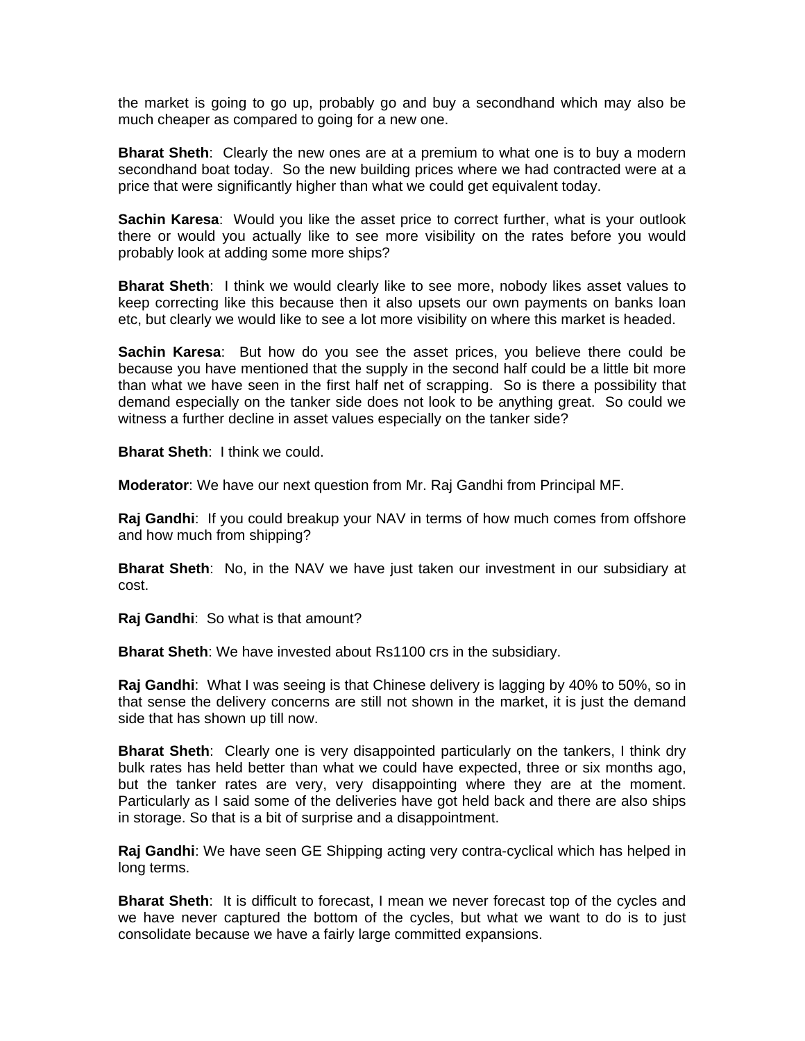the market is going to go up, probably go and buy a secondhand which may also be much cheaper as compared to going for a new one.

**Bharat Sheth**: Clearly the new ones are at a premium to what one is to buy a modern secondhand boat today. So the new building prices where we had contracted were at a price that were significantly higher than what we could get equivalent today.

**Sachin Karesa**: Would you like the asset price to correct further, what is your outlook there or would you actually like to see more visibility on the rates before you would probably look at adding some more ships?

**Bharat Sheth**: I think we would clearly like to see more, nobody likes asset values to keep correcting like this because then it also upsets our own payments on banks loan etc, but clearly we would like to see a lot more visibility on where this market is headed.

**Sachin Karesa**: But how do you see the asset prices, you believe there could be because you have mentioned that the supply in the second half could be a little bit more than what we have seen in the first half net of scrapping. So is there a possibility that demand especially on the tanker side does not look to be anything great. So could we witness a further decline in asset values especially on the tanker side?

**Bharat Sheth**: I think we could.

**Moderator**: We have our next question from Mr. Raj Gandhi from Principal MF.

**Raj Gandhi**: If you could breakup your NAV in terms of how much comes from offshore and how much from shipping?

**Bharat Sheth**: No, in the NAV we have just taken our investment in our subsidiary at cost.

**Raj Gandhi**: So what is that amount?

**Bharat Sheth**: We have invested about Rs1100 crs in the subsidiary.

**Raj Gandhi**: What I was seeing is that Chinese delivery is lagging by 40% to 50%, so in that sense the delivery concerns are still not shown in the market, it is just the demand side that has shown up till now.

**Bharat Sheth**: Clearly one is very disappointed particularly on the tankers, I think dry bulk rates has held better than what we could have expected, three or six months ago, but the tanker rates are very, very disappointing where they are at the moment. Particularly as I said some of the deliveries have got held back and there are also ships in storage. So that is a bit of surprise and a disappointment.

**Raj Gandhi**: We have seen GE Shipping acting very contra-cyclical which has helped in long terms.

**Bharat Sheth**: It is difficult to forecast, I mean we never forecast top of the cycles and we have never captured the bottom of the cycles, but what we want to do is to just consolidate because we have a fairly large committed expansions.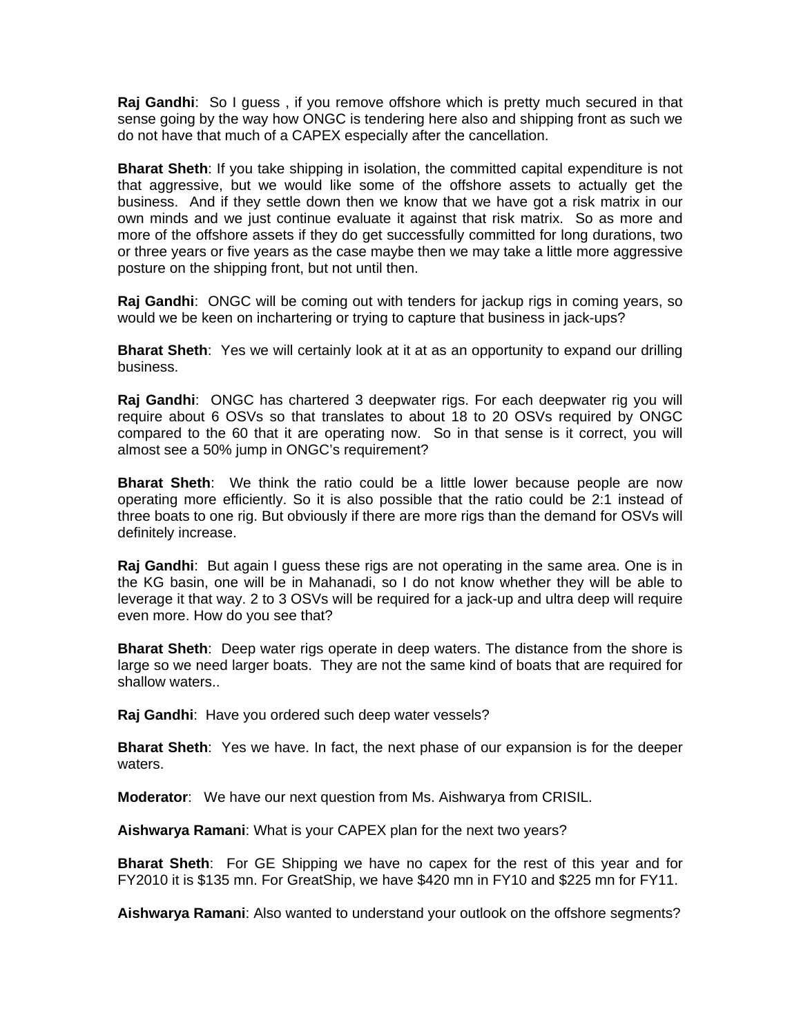**Raj Gandhi**: So I guess , if you remove offshore which is pretty much secured in that sense going by the way how ONGC is tendering here also and shipping front as such we do not have that much of a CAPEX especially after the cancellation.

**Bharat Sheth**: If you take shipping in isolation, the committed capital expenditure is not that aggressive, but we would like some of the offshore assets to actually get the business. And if they settle down then we know that we have got a risk matrix in our own minds and we just continue evaluate it against that risk matrix. So as more and more of the offshore assets if they do get successfully committed for long durations, two or three years or five years as the case maybe then we may take a little more aggressive posture on the shipping front, but not until then.

**Raj Gandhi**: ONGC will be coming out with tenders for jackup rigs in coming years, so would we be keen on inchartering or trying to capture that business in jack-ups?

**Bharat Sheth**: Yes we will certainly look at it at as an opportunity to expand our drilling business.

**Raj Gandhi**: ONGC has chartered 3 deepwater rigs. For each deepwater rig you will require about 6 OSVs so that translates to about 18 to 20 OSVs required by ONGC compared to the 60 that it are operating now. So in that sense is it correct, you will almost see a 50% jump in ONGC's requirement?

**Bharat Sheth**: We think the ratio could be a little lower because people are now operating more efficiently. So it is also possible that the ratio could be 2:1 instead of three boats to one rig. But obviously if there are more rigs than the demand for OSVs will definitely increase.

**Raj Gandhi**: But again I guess these rigs are not operating in the same area. One is in the KG basin, one will be in Mahanadi, so I do not know whether they will be able to leverage it that way. 2 to 3 OSVs will be required for a jack-up and ultra deep will require even more. How do you see that?

**Bharat Sheth**: Deep water rigs operate in deep waters. The distance from the shore is large so we need larger boats. They are not the same kind of boats that are required for shallow waters..

**Raj Gandhi**: Have you ordered such deep water vessels?

**Bharat Sheth**: Yes we have. In fact, the next phase of our expansion is for the deeper waters.

**Moderator**: We have our next question from Ms. Aishwarya from CRISIL.

**Aishwarya Ramani**: What is your CAPEX plan for the next two years?

**Bharat Sheth**: For GE Shipping we have no capex for the rest of this year and for FY2010 it is $135 mn. For GreatShip, we have $420 mn in FY10 and $225 mn for FY11.

**Aishwarya Ramani**: Also wanted to understand your outlook on the offshore segments?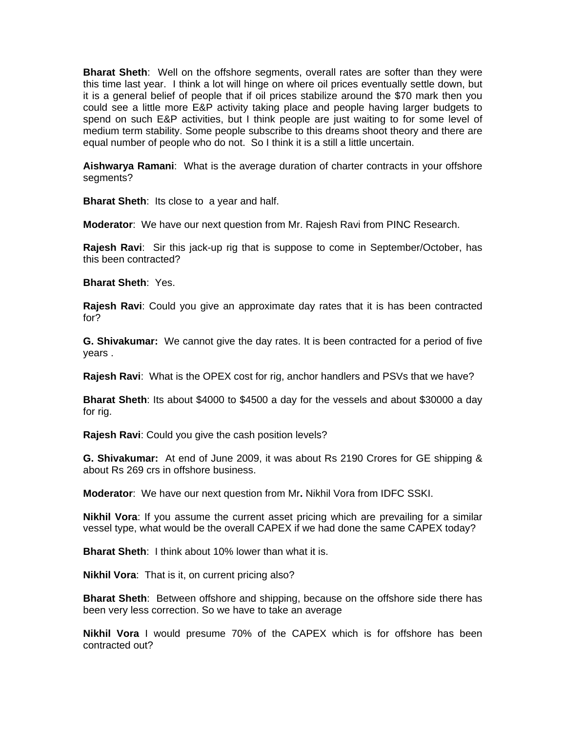**Bharat Sheth**: Well on the offshore segments, overall rates are softer than they were this time last year. I think a lot will hinge on where oil prices eventually settle down, but it is a general belief of people that if oil prices stabilize around the $70 mark then you could see a little more E&P activity taking place and people having larger budgets to spend on such E&P activities, but I think people are just waiting to for some level of medium term stability. Some people subscribe to this dreams shoot theory and there are equal number of people who do not. So I think it is a still a little uncertain.

**Aishwarya Ramani**: What is the average duration of charter contracts in your offshore segments?

**Bharat Sheth**: Its close to a year and half.

**Moderator**: We have our next question from Mr. Rajesh Ravi from PINC Research.

**Rajesh Ravi**: Sir this jack-up rig that is suppose to come in September/October, has this been contracted?

**Bharat Sheth**: Yes.

**Rajesh Ravi**: Could you give an approximate day rates that it is has been contracted for?

**G. Shivakumar:** We cannot give the day rates. It is been contracted for a period of five years .

**Rajesh Ravi**: What is the OPEX cost for rig, anchor handlers and PSVs that we have?

**Bharat Sheth**: Its about $4000 to $4500 a day for the vessels and about $30000 a day for rig.

**Rajesh Ravi**: Could you give the cash position levels?

**G. Shivakumar:** At end of June 2009, it was about Rs 2190 Crores for GE shipping & about Rs 269 crs in offshore business.

**Moderator**: We have our next question from Mr**.** Nikhil Vora from IDFC SSKI.

**Nikhil Vora**: If you assume the current asset pricing which are prevailing for a similar vessel type, what would be the overall CAPEX if we had done the same CAPEX today?

**Bharat Sheth**: I think about 10% lower than what it is.

**Nikhil Vora**: That is it, on current pricing also?

**Bharat Sheth**: Between offshore and shipping, because on the offshore side there has been very less correction. So we have to take an average

**Nikhil Vora** I would presume 70% of the CAPEX which is for offshore has been contracted out?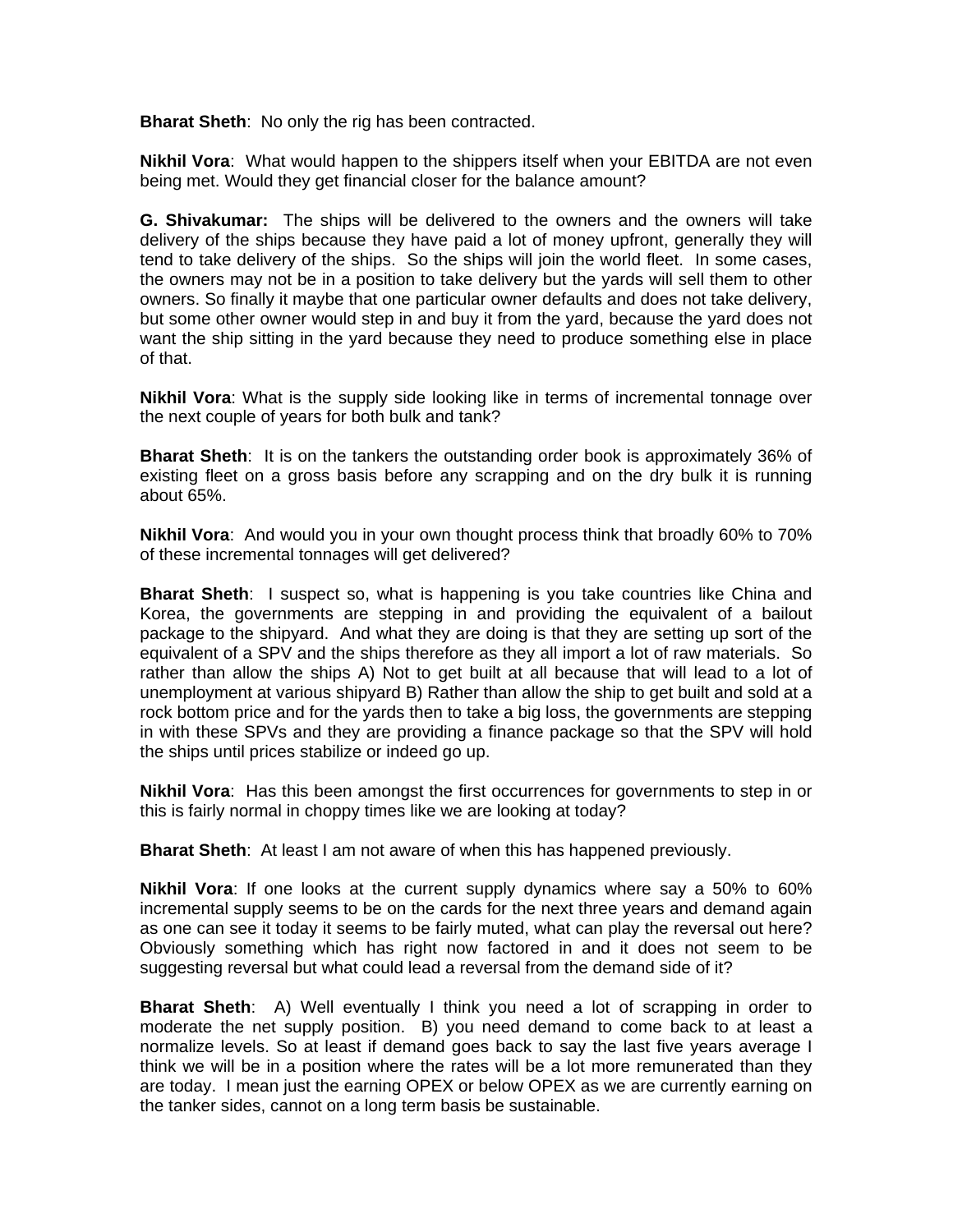**Bharat Sheth**:  No only the rig has been contracted.

**Nikhil Vora**:  What would happen to the shippers itself when your EBITDA are not even being met. Would they get financial closer for the balance amount?

**G. Shivakumar:**  The ships will be delivered to the owners and the owners will take delivery of the ships because they have paid a lot of money upfront, generally they will tend to take delivery of the ships.  So the ships will join the world fleet.  In some cases, the owners may not be in a position to take delivery but the yards will sell them to other owners. So finally it maybe that one particular owner defaults and does not take delivery, but some other owner would step in and buy it from the yard, because the yard does not want the ship sitting in the yard because they need to produce something else in place of that.

**Nikhil Vora**: What is the supply side looking like in terms of incremental tonnage over the next couple of years for both bulk and tank?

**Bharat Sheth**:  It is on the tankers the outstanding order book is approximately 36% of existing fleet on a gross basis before any scrapping and on the dry bulk it is running about 65%.

**Nikhil Vora**:  And would you in your own thought process think that broadly 60% to 70% of these incremental tonnages will get delivered?

**Bharat Sheth**:  I suspect so, what is happening is you take countries like China and Korea, the governments are stepping in and providing the equivalent of a bailout package to the shipyard.  And what they are doing is that they are setting up sort of the equivalent of a SPV and the ships therefore as they all import a lot of raw materials.  So rather than allow the ships A) Not to get built at all because that will lead to a lot of unemployment at various shipyard B) Rather than allow the ship to get built and sold at a rock bottom price and for the yards then to take a big loss, the governments are stepping in with these SPVs and they are providing a finance package so that the SPV will hold the ships until prices stabilize or indeed go up.

**Nikhil Vora**:  Has this been amongst the first occurrences for governments to step in or this is fairly normal in choppy times like we are looking at today?

**Bharat Sheth**:  At least I am not aware of when this has happened previously.

**Nikhil Vora**: If one looks at the current supply dynamics where say a 50% to 60% incremental supply seems to be on the cards for the next three years and demand again as one can see it today it seems to be fairly muted, what can play the reversal out here? Obviously something which has right now factored in and it does not seem to be suggesting reversal but what could lead a reversal from the demand side of it?

**Bharat Sheth**:  A) Well eventually I think you need a lot of scrapping in order to moderate the net supply position.  B) you need demand to come back to at least a normalize levels. So at least if demand goes back to say the last five years average I think we will be in a position where the rates will be a lot more remunerated than they are today.  I mean just the earning OPEX or below OPEX as we are currently earning on the tanker sides, cannot on a long term basis be sustainable.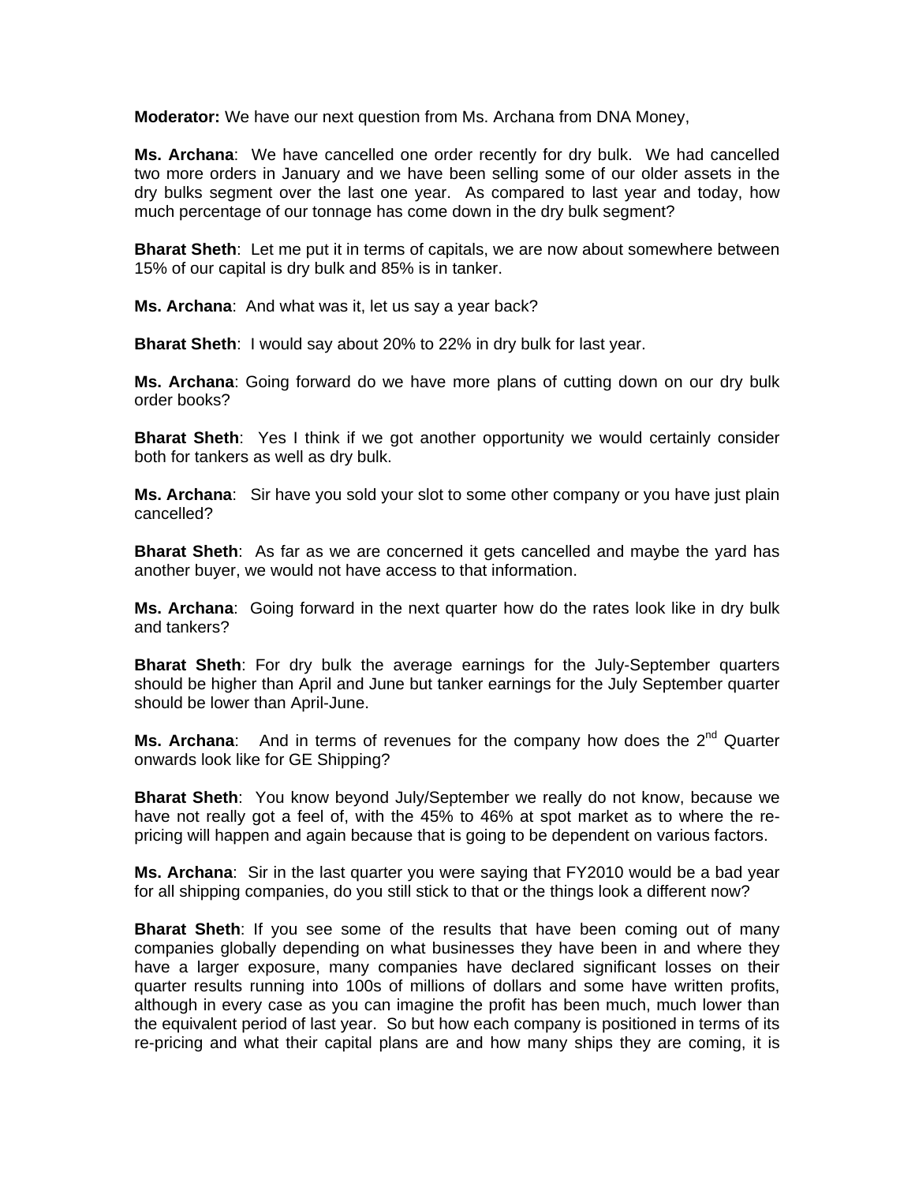**Moderator:** We have our next question from Ms. Archana from DNA Money,

**Ms. Archana**: We have cancelled one order recently for dry bulk. We had cancelled two more orders in January and we have been selling some of our older assets in the dry bulks segment over the last one year. As compared to last year and today, how much percentage of our tonnage has come down in the dry bulk segment?

**Bharat Sheth**: Let me put it in terms of capitals, we are now about somewhere between 15% of our capital is dry bulk and 85% is in tanker.

**Ms. Archana**: And what was it, let us say a year back?

**Bharat Sheth**: I would say about 20% to 22% in dry bulk for last year.

**Ms. Archana**: Going forward do we have more plans of cutting down on our dry bulk order books?

**Bharat Sheth**: Yes I think if we got another opportunity we would certainly consider both for tankers as well as dry bulk.

**Ms. Archana**: Sir have you sold your slot to some other company or you have just plain cancelled?

**Bharat Sheth**: As far as we are concerned it gets cancelled and maybe the yard has another buyer, we would not have access to that information.

**Ms. Archana**: Going forward in the next quarter how do the rates look like in dry bulk and tankers?

**Bharat Sheth**: For dry bulk the average earnings for the July-September quarters should be higher than April and June but tanker earnings for the July September quarter should be lower than April-June.

**Ms. Archana**: And in terms of revenues for the company how does the 2nd Quarter onwards look like for GE Shipping?

**Bharat Sheth**: You know beyond July/September we really do not know, because we have not really got a feel of, with the 45% to 46% at spot market as to where the re-pricing will happen and again because that is going to be dependent on various factors.

**Ms. Archana**: Sir in the last quarter you were saying that FY2010 would be a bad year for all shipping companies, do you still stick to that or the things look a different now?

**Bharat Sheth**: If you see some of the results that have been coming out of many companies globally depending on what businesses they have been in and where they have a larger exposure, many companies have declared significant losses on their quarter results running into 100s of millions of dollars and some have written profits, although in every case as you can imagine the profit has been much, much lower than the equivalent period of last year. So but how each company is positioned in terms of its re-pricing and what their capital plans are and how many ships they are coming, it is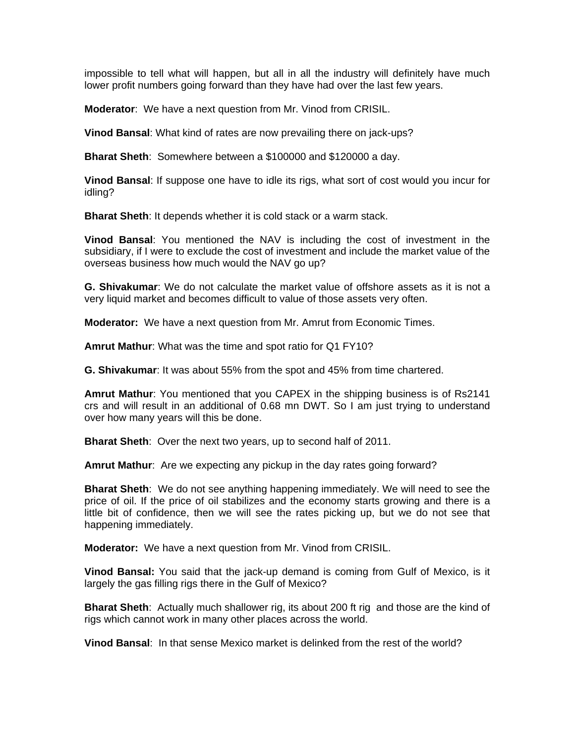impossible to tell what will happen, but all in all the industry will definitely have much lower profit numbers going forward than they have had over the last few years.

**Moderator**: We have a next question from Mr. Vinod from CRISIL.

**Vinod Bansal**: What kind of rates are now prevailing there on jack-ups?

**Bharat Sheth**: Somewhere between a $100000 and $120000 a day.

**Vinod Bansal**: If suppose one have to idle its rigs, what sort of cost would you incur for idling?

**Bharat Sheth**: It depends whether it is cold stack or a warm stack.

**Vinod Bansal**: You mentioned the NAV is including the cost of investment in the subsidiary, if I were to exclude the cost of investment and include the market value of the overseas business how much would the NAV go up?

**G. Shivakumar**: We do not calculate the market value of offshore assets as it is not a very liquid market and becomes difficult to value of those assets very often.

**Moderator:** We have a next question from Mr. Amrut from Economic Times.

**Amrut Mathur**: What was the time and spot ratio for Q1 FY10?

**G. Shivakumar**: It was about 55% from the spot and 45% from time chartered.

**Amrut Mathur**: You mentioned that you CAPEX in the shipping business is of Rs2141 crs and will result in an additional of 0.68 mn DWT. So I am just trying to understand over how many years will this be done.

**Bharat Sheth**: Over the next two years, up to second half of 2011.

**Amrut Mathur**: Are we expecting any pickup in the day rates going forward?

**Bharat Sheth**: We do not see anything happening immediately. We will need to see the price of oil. If the price of oil stabilizes and the economy starts growing and there is a little bit of confidence, then we will see the rates picking up, but we do not see that happening immediately.

**Moderator:** We have a next question from Mr. Vinod from CRISIL.

**Vinod Bansal:** You said that the jack-up demand is coming from Gulf of Mexico, is it largely the gas filling rigs there in the Gulf of Mexico?

**Bharat Sheth**: Actually much shallower rig, its about 200 ft rig and those are the kind of rigs which cannot work in many other places across the world.

**Vinod Bansal**: In that sense Mexico market is delinked from the rest of the world?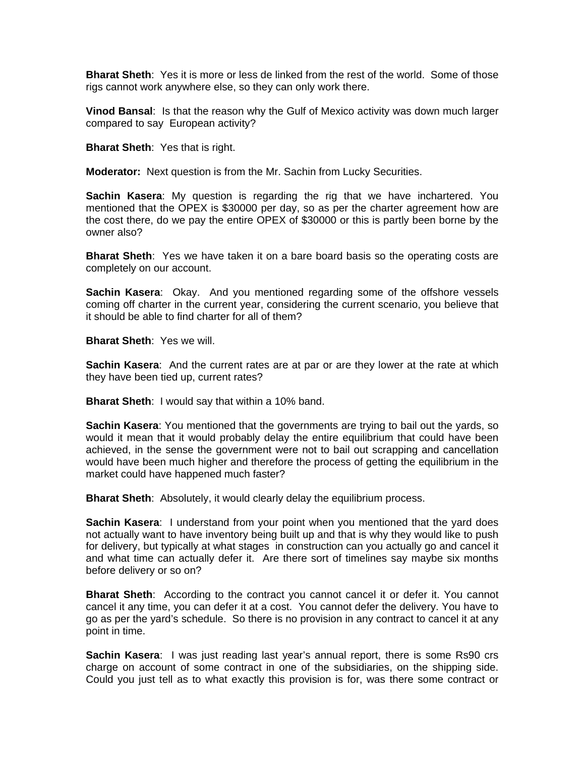**Bharat Sheth**: Yes it is more or less de linked from the rest of the world. Some of those rigs cannot work anywhere else, so they can only work there.

**Vinod Bansal**: Is that the reason why the Gulf of Mexico activity was down much larger compared to say European activity?

**Bharat Sheth**: Yes that is right.

**Moderator:** Next question is from the Mr. Sachin from Lucky Securities.

**Sachin Kasera**: My question is regarding the rig that we have inchartered. You mentioned that the OPEX is $30000 per day, so as per the charter agreement how are the cost there, do we pay the entire OPEX of $30000 or this is partly been borne by the owner also?

**Bharat Sheth**: Yes we have taken it on a bare board basis so the operating costs are completely on our account.

**Sachin Kasera**: Okay. And you mentioned regarding some of the offshore vessels coming off charter in the current year, considering the current scenario, you believe that it should be able to find charter for all of them?

**Bharat Sheth**: Yes we will.

**Sachin Kasera**: And the current rates are at par or are they lower at the rate at which they have been tied up, current rates?

**Bharat Sheth**: I would say that within a 10% band.

**Sachin Kasera**: You mentioned that the governments are trying to bail out the yards, so would it mean that it would probably delay the entire equilibrium that could have been achieved, in the sense the government were not to bail out scrapping and cancellation would have been much higher and therefore the process of getting the equilibrium in the market could have happened much faster?

**Bharat Sheth**: Absolutely, it would clearly delay the equilibrium process.

**Sachin Kasera**: I understand from your point when you mentioned that the yard does not actually want to have inventory being built up and that is why they would like to push for delivery, but typically at what stages in construction can you actually go and cancel it and what time can actually defer it. Are there sort of timelines say maybe six months before delivery or so on?

**Bharat Sheth**: According to the contract you cannot cancel it or defer it. You cannot cancel it any time, you can defer it at a cost. You cannot defer the delivery. You have to go as per the yard's schedule. So there is no provision in any contract to cancel it at any point in time.

**Sachin Kasera**: I was just reading last year's annual report, there is some Rs90 crs charge on account of some contract in one of the subsidiaries, on the shipping side. Could you just tell as to what exactly this provision is for, was there some contract or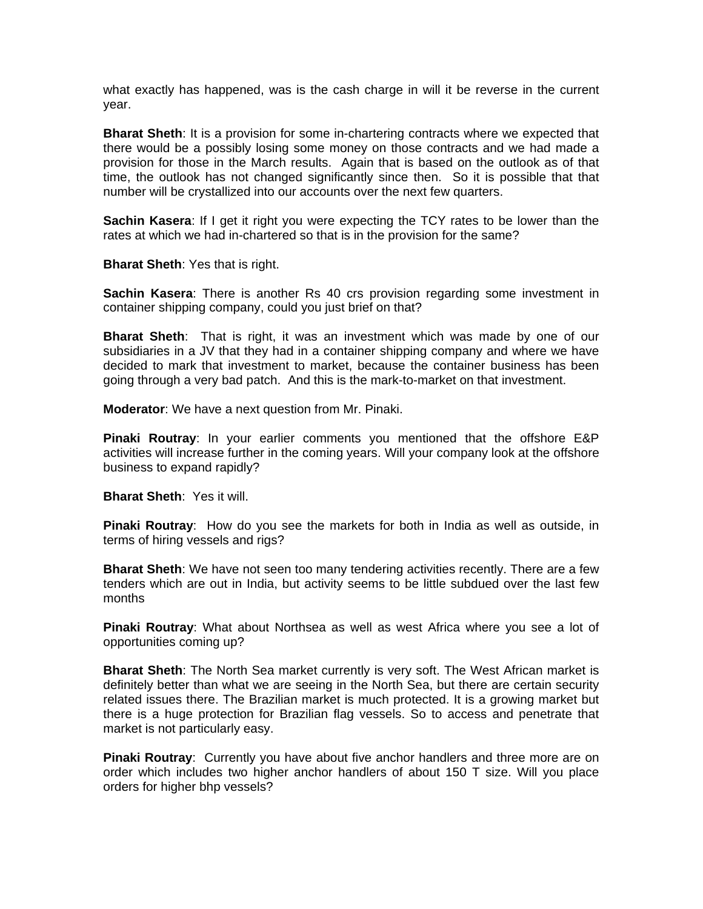what exactly has happened, was is the cash charge in will it be reverse in the current year.

**Bharat Sheth**: It is a provision for some in-chartering contracts where we expected that there would be a possibly losing some money on those contracts and we had made a provision for those in the March results. Again that is based on the outlook as of that time, the outlook has not changed significantly since then. So it is possible that that number will be crystallized into our accounts over the next few quarters.

**Sachin Kasera**: If I get it right you were expecting the TCY rates to be lower than the rates at which we had in-chartered so that is in the provision for the same?

**Bharat Sheth**: Yes that is right.

**Sachin Kasera**: There is another Rs 40 crs provision regarding some investment in container shipping company, could you just brief on that?

**Bharat Sheth**: That is right, it was an investment which was made by one of our subsidiaries in a JV that they had in a container shipping company and where we have decided to mark that investment to market, because the container business has been going through a very bad patch. And this is the mark-to-market on that investment.

**Moderator**: We have a next question from Mr. Pinaki.

**Pinaki Routray**: In your earlier comments you mentioned that the offshore E&P activities will increase further in the coming years. Will your company look at the offshore business to expand rapidly?

**Bharat Sheth**: Yes it will.

**Pinaki Routray**: How do you see the markets for both in India as well as outside, in terms of hiring vessels and rigs?

**Bharat Sheth**: We have not seen too many tendering activities recently. There are a few tenders which are out in India, but activity seems to be little subdued over the last few months

**Pinaki Routray**: What about Northsea as well as west Africa where you see a lot of opportunities coming up?

**Bharat Sheth**: The North Sea market currently is very soft. The West African market is definitely better than what we are seeing in the North Sea, but there are certain security related issues there. The Brazilian market is much protected. It is a growing market but there is a huge protection for Brazilian flag vessels. So to access and penetrate that market is not particularly easy.

**Pinaki Routray**: Currently you have about five anchor handlers and three more are on order which includes two higher anchor handlers of about 150 T size. Will you place orders for higher bhp vessels?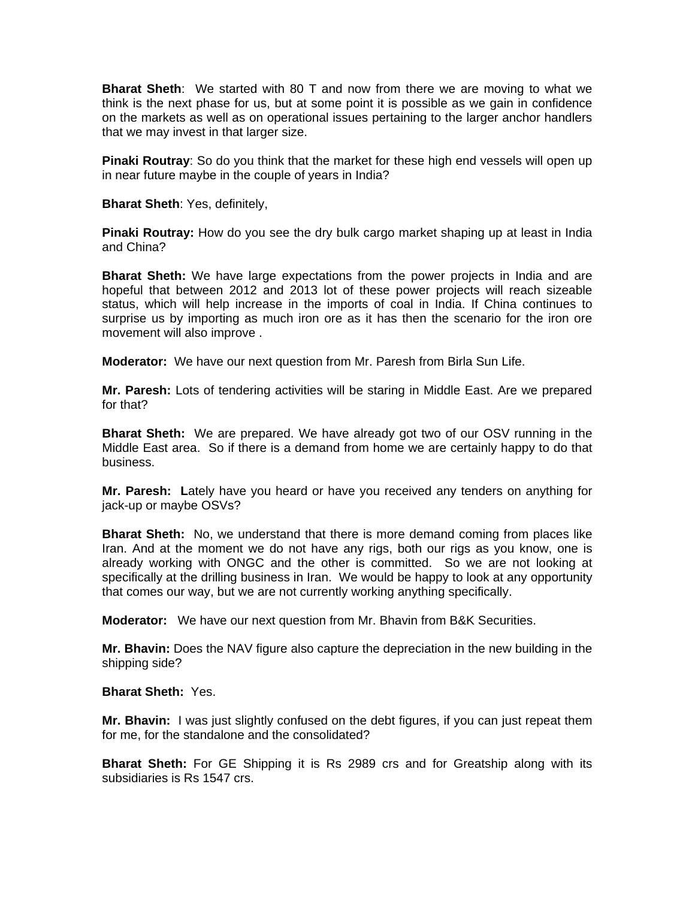**Bharat Sheth**:  We started with 80 T and now from there we are moving to what we think is the next phase for us, but at some point it is possible as we gain in confidence on the markets as well as on operational issues pertaining to the larger anchor handlers that we may invest in that larger size.

**Pinaki Routray**: So do you think that the market for these high end vessels will open up in near future maybe in the couple of years in India?

**Bharat Sheth**: Yes, definitely,

**Pinaki Routray:** How do you see the dry bulk cargo market shaping up at least in India and China?

**Bharat Sheth:** We have large expectations from the power projects in India and are hopeful that between 2012 and 2013 lot of these power projects will reach sizeable status, which will help increase in the imports of coal in India. If China continues to surprise us by importing as much iron ore as it has then the scenario for the iron ore movement will also improve .

**Moderator:**  We have our next question from Mr. Paresh from Birla Sun Life.

**Mr. Paresh:** Lots of tendering activities will be staring in Middle East. Are we prepared for that?

**Bharat Sheth:**  We are prepared. We have already got two of our OSV running in the Middle East area.  So if there is a demand from home we are certainly happy to do that business.

**Mr. Paresh:**  **L**ately have you heard or have you received any tenders on anything for jack-up or maybe OSVs?

**Bharat Sheth:**  No, we understand that there is more demand coming from places like Iran. And at the moment we do not have any rigs, both our rigs as you know, one is already working with ONGC and the other is committed.  So we are not looking at specifically at the drilling business in Iran.  We would be happy to look at any opportunity that comes our way, but we are not currently working anything specifically.

**Moderator:**   We have our next question from Mr. Bhavin from B&K Securities.

**Mr. Bhavin:** Does the NAV figure also capture the depreciation in the new building in the shipping side?

**Bharat Sheth:**  Yes.

**Mr. Bhavin:**  I was just slightly confused on the debt figures, if you can just repeat them for me, for the standalone and the consolidated?

**Bharat Sheth:** For GE Shipping it is Rs 2989 crs and for Greatship along with its subsidiaries is Rs 1547 crs.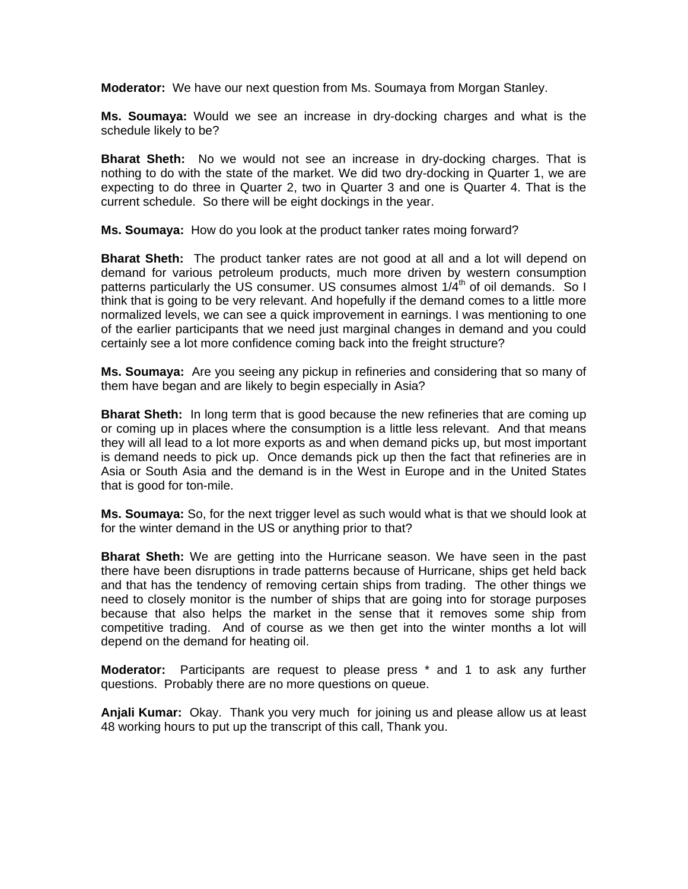**Moderator:** We have our next question from Ms. Soumaya from Morgan Stanley.

**Ms. Soumaya:** Would we see an increase in dry-docking charges and what is the schedule likely to be?

**Bharat Sheth:** No we would not see an increase in dry-docking charges. That is nothing to do with the state of the market. We did two dry-docking in Quarter 1, we are expecting to do three in Quarter 2, two in Quarter 3 and one is Quarter 4. That is the current schedule. So there will be eight dockings in the year.

**Ms. Soumaya:** How do you look at the product tanker rates moing forward?

**Bharat Sheth:** The product tanker rates are not good at all and a lot will depend on demand for various petroleum products, much more driven by western consumption patterns particularly the US consumer. US consumes almost 1/4th of oil demands. So I think that is going to be very relevant. And hopefully if the demand comes to a little more normalized levels, we can see a quick improvement in earnings. I was mentioning to one of the earlier participants that we need just marginal changes in demand and you could certainly see a lot more confidence coming back into the freight structure?

**Ms. Soumaya:** Are you seeing any pickup in refineries and considering that so many of them have began and are likely to begin especially in Asia?

**Bharat Sheth:** In long term that is good because the new refineries that are coming up or coming up in places where the consumption is a little less relevant. And that means they will all lead to a lot more exports as and when demand picks up, but most important is demand needs to pick up. Once demands pick up then the fact that refineries are in Asia or South Asia and the demand is in the West in Europe and in the United States that is good for ton-mile.

**Ms. Soumaya:** So, for the next trigger level as such would what is that we should look at for the winter demand in the US or anything prior to that?

**Bharat Sheth:** We are getting into the Hurricane season. We have seen in the past there have been disruptions in trade patterns because of Hurricane, ships get held back and that has the tendency of removing certain ships from trading. The other things we need to closely monitor is the number of ships that are going into for storage purposes because that also helps the market in the sense that it removes some ship from competitive trading. And of course as we then get into the winter months a lot will depend on the demand for heating oil.

**Moderator:** Participants are request to please press * and 1 to ask any further questions. Probably there are no more questions on queue.

**Anjali Kumar:** Okay. Thank you very much for joining us and please allow us at least 48 working hours to put up the transcript of this call, Thank you.